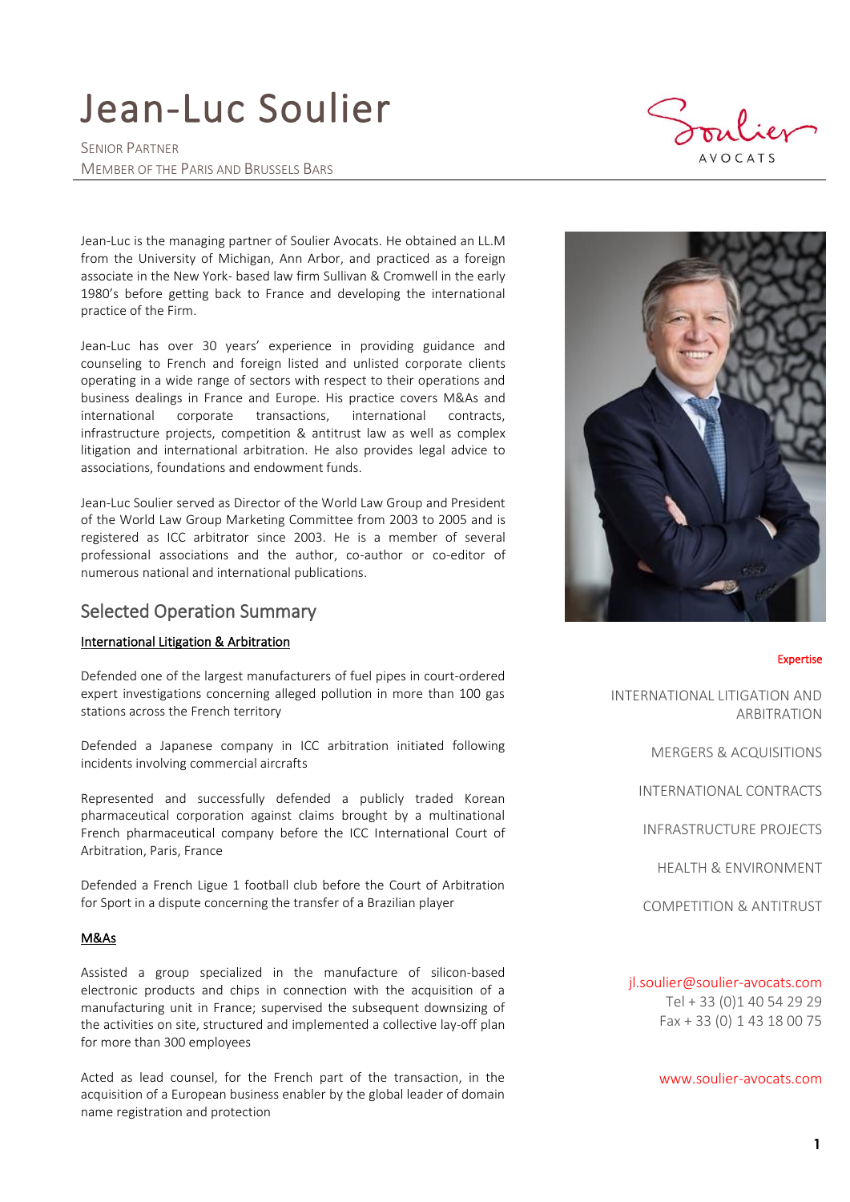# Jean-Luc Soulier

SENIOR PARTNER
MEMBER OF THE PARIS AND BRUSSELS BARS

Soulier AVOCATS

Jean-Luc is the managing partner of Soulier Avocats. He obtained an LL.M from the University of Michigan, Ann Arbor, and practiced as a foreign associate in the New York- based law firm Sullivan & Cromwell in the early 1980's before getting back to France and developing the international practice of the Firm.

Jean-Luc has over 30 years' experience in providing guidance and counseling to French and foreign listed and unlisted corporate clients operating in a wide range of sectors with respect to their operations and business dealings in France and Europe. His practice covers M&As and international corporate transactions, international contracts, infrastructure projects, competition & antitrust law as well as complex litigation and international arbitration. He also provides legal advice to associations, foundations and endowment funds.

Jean-Luc Soulier served as Director of the World Law Group and President of the World Law Group Marketing Committee from 2003 to 2005 and is registered as ICC arbitrator since 2003. He is a member of several professional associations and the author, co-author or co-editor of numerous national and international publications.

## Selected Operation Summary

### International Litigation & Arbitration

Defended one of the largest manufacturers of fuel pipes in court-ordered expert investigations concerning alleged pollution in more than 100 gas stations across the French territory

Defended a Japanese company in ICC arbitration initiated following incidents involving commercial aircrafts

Represented and successfully defended a publicly traded Korean pharmaceutical corporation against claims brought by a multinational French pharmaceutical company before the ICC International Court of Arbitration, Paris, France

Defended a French Ligue 1 football club before the Court of Arbitration for Sport in a dispute concerning the transfer of a Brazilian player

### M&As

Assisted a group specialized in the manufacture of silicon-based electronic products and chips in connection with the acquisition of a manufacturing unit in France; supervised the subsequent downsizing of the activities on site, structured and implemented a collective lay-off plan for more than 300 employees

Acted as lead counsel, for the French part of the transaction, in the acquisition of a European business enabler by the global leader of domain name registration and protection

**Expertise**

INTERNATIONAL LITIGATION AND ARBITRATION

MERGERS & ACQUISITIONS

INTERNATIONAL CONTRACTS

INFRASTRUCTURE PROJECTS

HEALTH & ENVIRONMENT

COMPETITION & ANTITRUST

jl.soulier@soulier-avocats.com
Tel + 33 (0)1 40 54 29 29
Fax + 33 (0) 1 43 18 00 75

www.soulier-avocats.com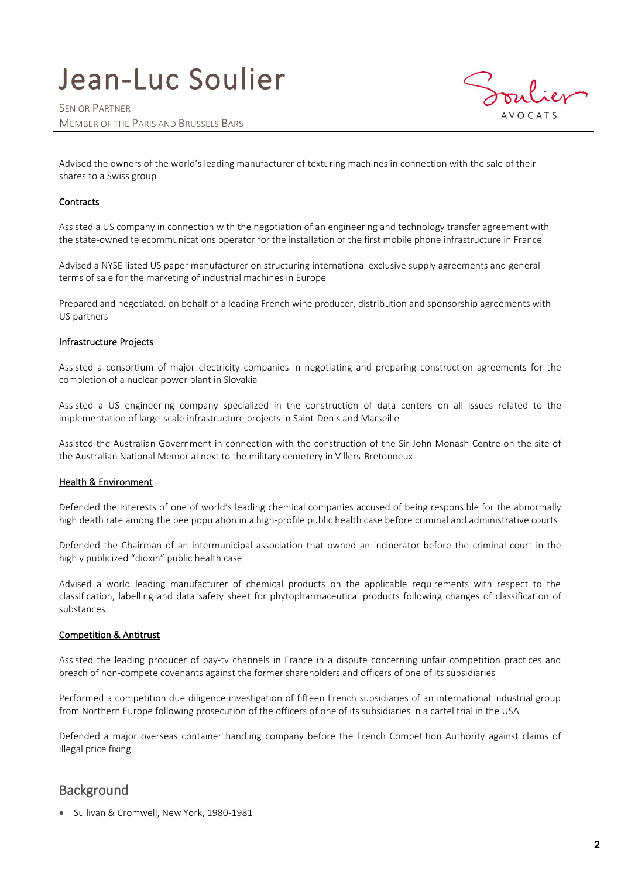Advised the owners of the world's leading manufacturer of texturing machines in connection with the sale of their shares to a Swiss group

### Contracts

Assisted a US company in connection with the negotiation of an engineering and technology transfer agreement with the state-owned telecommunications operator for the installation of the first mobile phone infrastructure in France

Advised a NYSE listed US paper manufacturer on structuring international exclusive supply agreements and general terms of sale for the marketing of industrial machines in Europe

Prepared and negotiated, on behalf of a leading French wine producer, distribution and sponsorship agreements with US partners

### Infrastructure Projects

Assisted a consortium of major electricity companies in negotiating and preparing construction agreements for the completion of a nuclear power plant in Slovakia

Assisted a US engineering company specialized in the construction of data centers on all issues related to the implementation of large-scale infrastructure projects in Saint-Denis and Marseille

Assisted the Australian Government in connection with the construction of the Sir John Monash Centre on the site of the Australian National Memorial next to the military cemetery in Villers-Bretonneux

### Health & Environment

Defended the interests of one of world's leading chemical companies accused of being responsible for the abnormally high death rate among the bee population in a high-profile public health case before criminal and administrative courts

Defended the Chairman of an intermunicipal association that owned an incinerator before the criminal court in the highly publicized "dioxin" public health case

Advised a world leading manufacturer of chemical products on the applicable requirements with respect to the classification, labelling and data safety sheet for phytopharmaceutical products following changes of classification of substances

### Competition & Antitrust

Assisted the leading producer of pay-tv channels in France in a dispute concerning unfair competition practices and breach of non-compete covenants against the former shareholders and officers of one of its subsidiaries

Performed a competition due diligence investigation of fifteen French subsidiaries of an international industrial group from Northern Europe following prosecution of the officers of one of its subsidiaries in a cartel trial in the USA

Defended a major overseas container handling company before the French Competition Authority against claims of illegal price fixing

## Background

- Sullivan & Cromwell, New York, 1980-1981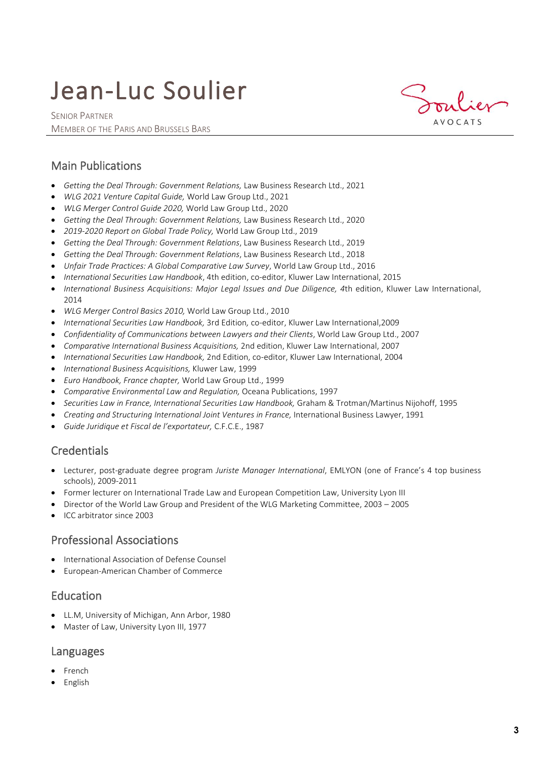# Jean-Luc Soulier

SENIOR PARTNER
MEMBER OF THE PARIS AND BRUSSELS BARS

Soulier AVOCATS

## Main Publications

- *Getting the Deal Through: Government Relations,* Law Business Research Ltd., 2021
- *WLG 2021 Venture Capital Guide,* World Law Group Ltd., 2021
- *WLG Merger Control Guide 2020,* World Law Group Ltd., 2020
- *Getting the Deal Through: Government Relations,* Law Business Research Ltd., 2020
- *2019-2020 Report on Global Trade Policy,* World Law Group Ltd., 2019
- *Getting the Deal Through: Government Relations*, Law Business Research Ltd., 2019
- *Getting the Deal Through: Government Relations*, Law Business Research Ltd., 2018
- *Unfair Trade Practices: A Global Comparative Law Survey*, World Law Group Ltd., 2016
- *International Securities Law Handbook*, 4th edition, co-editor, Kluwer Law International, 2015
- *International Business Acquisitions: Major Legal Issues and Due Diligence, 4*th edition, Kluwer Law International, 2014
- *WLG Merger Control Basics 2010,* World Law Group Ltd., 2010
- *International Securities Law Handbook,* 3rd Edition, co-editor, Kluwer Law International,2009
- *Confidentiality of Communications between Lawyers and their Clients*, World Law Group Ltd., 2007
- *Comparative International Business Acquisitions,* 2nd edition, Kluwer Law International, 2007
- *International Securities Law Handbook,* 2nd Edition, co-editor, Kluwer Law International, 2004
- *International Business Acquisitions,* Kluwer Law, 1999
- *Euro Handbook, France chapter,* World Law Group Ltd., 1999
- *Comparative Environmental Law and Regulation,* Oceana Publications, 1997
- *Securities Law in France, International Securities Law Handbook,* Graham & Trotman/Martinus Nijohoff, 1995
- *Creating and Structuring International Joint Ventures in France,* International Business Lawyer, 1991
- *Guide Juridique et Fiscal de l'exportateur,* C.F.C.E., 1987

## Credentials

- Lecturer, post-graduate degree program *Juriste Manager International*, EMLYON (one of France's 4 top business schools), 2009-2011
- Former lecturer on International Trade Law and European Competition Law, University Lyon III
- Director of the World Law Group and President of the WLG Marketing Committee, 2003 – 2005
- ICC arbitrator since 2003

## Professional Associations

- International Association of Defense Counsel
- European-American Chamber of Commerce

## Education

- LL.M, University of Michigan, Ann Arbor, 1980
- Master of Law, University Lyon III, 1977

## Languages

- French
- English